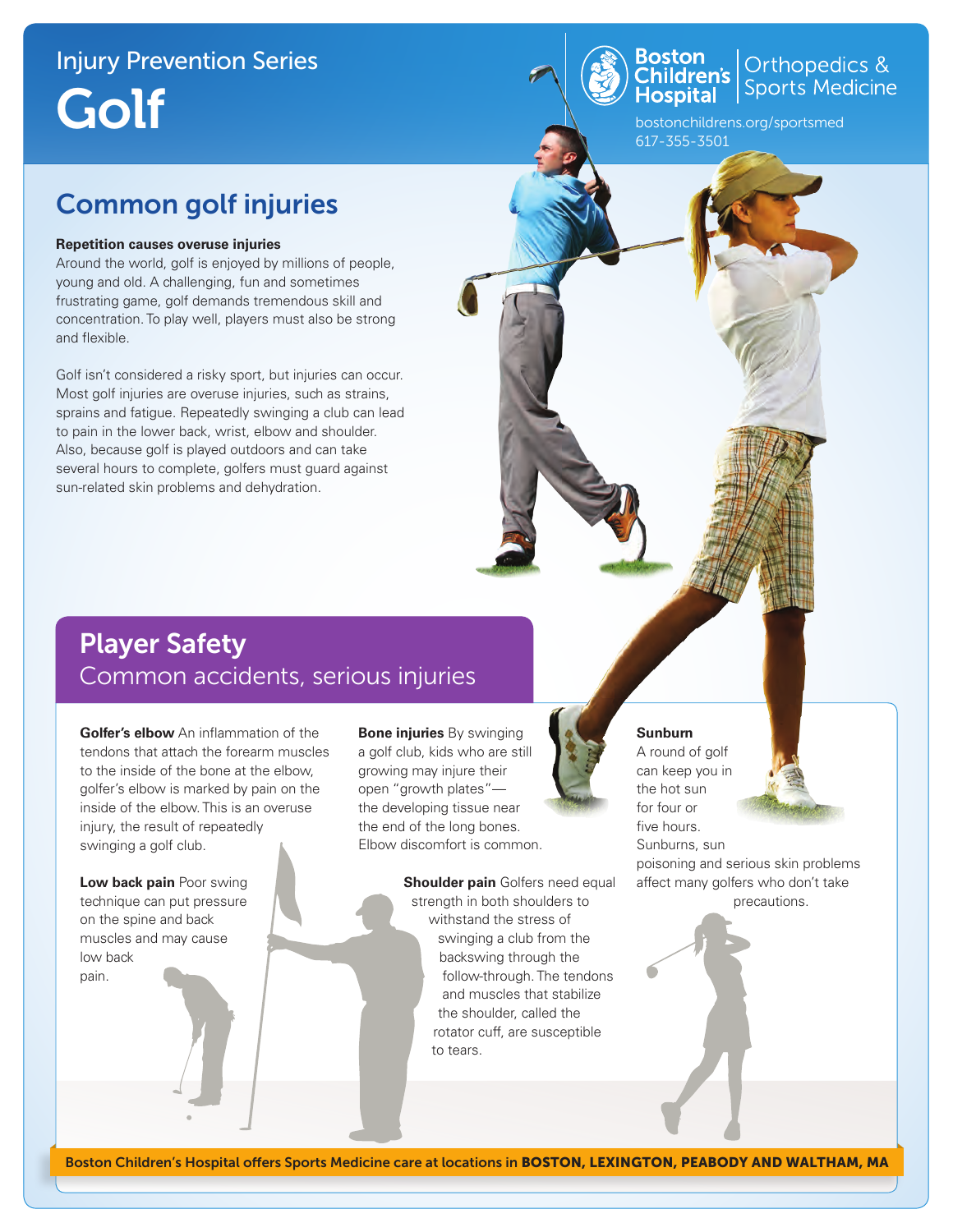Injury Prevention Series

# Golf

Boston Children's Hospital | Orthopedics & Sports Medicine

bostonchildrens.org/sportsmed
617-355-3501

## Common golf injuries

**Repetition causes overuse injuries**

Around the world, golf is enjoyed by millions of people, young and old. A challenging, fun and sometimes frustrating game, golf demands tremendous skill and concentration. To play well, players must also be strong and flexible.

Golf isn't considered a risky sport, but injuries can occur. Most golf injuries are overuse injuries, such as strains, sprains and fatigue. Repeatedly swinging a club can lead to pain in the lower back, wrist, elbow and shoulder. Also, because golf is played outdoors and can take several hours to complete, golfers must guard against sun-related skin problems and dehydration.

## Player Safety

### Common accidents, serious injuries

**Golfer's elbow** An inflammation of the tendons that attach the forearm muscles to the inside of the bone at the elbow, golfer's elbow is marked by pain on the inside of the elbow. This is an overuse injury, the result of repeatedly swinging a golf club.

**Low back pain** Poor swing technique can put pressure on the spine and back muscles and may cause low back pain.

**Bone injuries** By swinging a golf club, kids who are still growing may injure their open "growth plates"—the developing tissue near the end of the long bones. Elbow discomfort is common.

**Shoulder pain** Golfers need equal strength in both shoulders to withstand the stress of swinging a club from the backswing through the follow-through. The tendons and muscles that stabilize the shoulder, called the rotator cuff, are susceptible to tears.

**Sunburn**
A round of golf can keep you in the hot sun for four or five hours. Sunburns, sun poisoning and serious skin problems affect many golfers who don't take precautions.

Boston Children's Hospital offers Sports Medicine care at locations in **BOSTON, LEXINGTON, PEABODY AND WALTHAM, MA**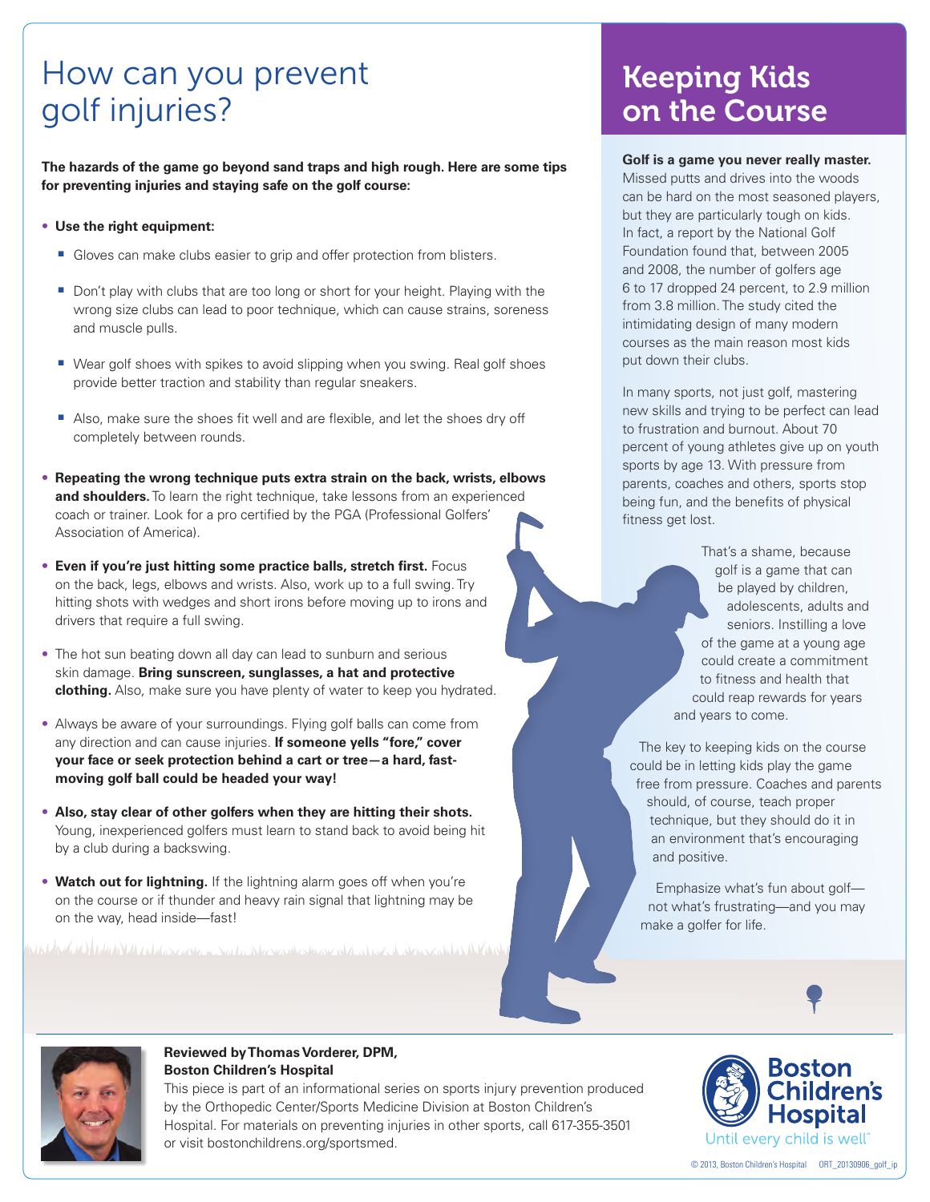# How can you prevent golf injuries?

**The hazards of the game go beyond sand traps and high rough. Here are some tips for preventing injuries and staying safe on the golf course:**

- **Use the right equipment:**
  - Gloves can make clubs easier to grip and offer protection from blisters.
  - Don't play with clubs that are too long or short for your height. Playing with the wrong size clubs can lead to poor technique, which can cause strains, soreness and muscle pulls.
  - Wear golf shoes with spikes to avoid slipping when you swing. Real golf shoes provide better traction and stability than regular sneakers.
  - Also, make sure the shoes fit well and are flexible, and let the shoes dry off completely between rounds.
- **Repeating the wrong technique puts extra strain on the back, wrists, elbows and shoulders.** To learn the right technique, take lessons from an experienced coach or trainer. Look for a pro certified by the PGA (Professional Golfers' Association of America).
- **Even if you're just hitting some practice balls, stretch first.** Focus on the back, legs, elbows and wrists. Also, work up to a full swing. Try hitting shots with wedges and short irons before moving up to irons and drivers that require a full swing.
- The hot sun beating down all day can lead to sunburn and serious skin damage. **Bring sunscreen, sunglasses, a hat and protective clothing.** Also, make sure you have plenty of water to keep you hydrated.
- Always be aware of your surroundings. Flying golf balls can come from any direction and can cause injuries. **If someone yells "fore," cover your face or seek protection behind a cart or tree—a hard, fast-moving golf ball could be headed your way!**
- **Also, stay clear of other golfers when they are hitting their shots.** Young, inexperienced golfers must learn to stand back to avoid being hit by a club during a backswing.
- **Watch out for lightning.** If the lightning alarm goes off when you're on the course or if thunder and heavy rain signal that lightning may be on the way, head inside—fast!

## Keeping Kids on the Course

**Golf is a game you never really master.** Missed putts and drives into the woods can be hard on the most seasoned players, but they are particularly tough on kids. In fact, a report by the National Golf Foundation found that, between 2005 and 2008, the number of golfers age 6 to 17 dropped 24 percent, to 2.9 million from 3.8 million. The study cited the intimidating design of many modern courses as the main reason most kids put down their clubs.

In many sports, not just golf, mastering new skills and trying to be perfect can lead to frustration and burnout. About 70 percent of young athletes give up on youth sports by age 13. With pressure from parents, coaches and others, sports stop being fun, and the benefits of physical fitness get lost.

That's a shame, because golf is a game that can be played by children, adolescents, adults and seniors. Instilling a love of the game at a young age could create a commitment to fitness and health that could reap rewards for years and years to come.

The key to keeping kids on the course could be in letting kids play the game free from pressure. Coaches and parents should, of course, teach proper technique, but they should do it in an environment that's encouraging and positive.

Emphasize what's fun about golf—not what's frustrating—and you may make a golfer for life.

**Reviewed by Thomas Vorderer, DPM, Boston Children's Hospital**

This piece is part of an informational series on sports injury prevention produced by the Orthopedic Center/Sports Medicine Division at Boston Children's Hospital. For materials on preventing injuries in other sports, call 617-355-3501 or visit bostonchildrens.org/sportsmed.

Boston Children's Hospital
Until every child is well℠

© 2013, Boston Children's Hospital ORT_20130906_golf_ip